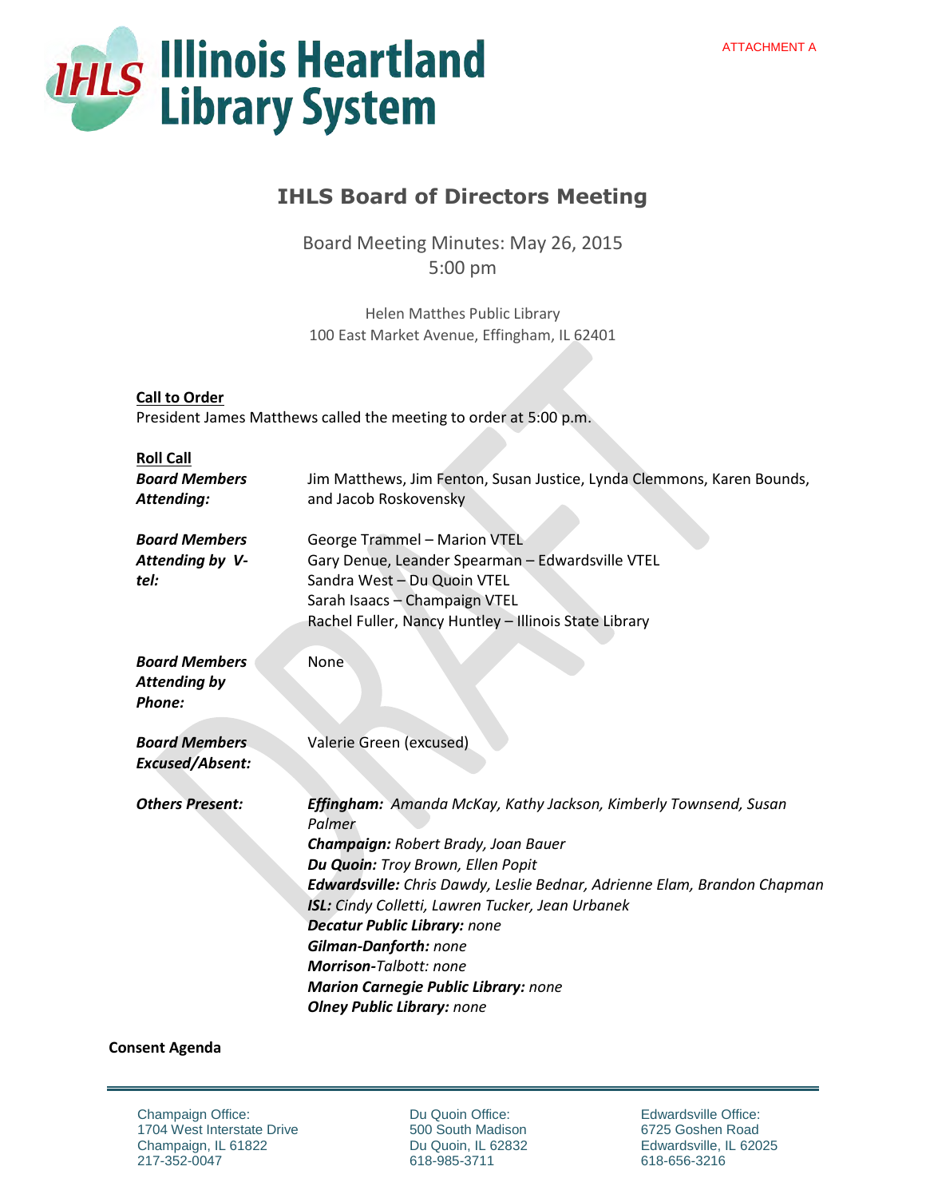ATTACHMENT A

# Illinois Heartland Library System

## IHLS Board of Directors Meeting

Board Meeting Minutes: May 26, 2015
5:00 pm

Helen Matthes Public Library
100 East Market Avenue, Effingham, IL 62401

**Call to Order**
President James Matthews called the meeting to order at 5:00 p.m.

**Roll Call**

***Board Members Attending:*** Jim Matthews, Jim Fenton, Susan Justice, Lynda Clemmons, Karen Bounds, and Jacob Roskovensky

***Board Members Attending by V-tel:***
George Trammel – Marion VTEL
Gary Denue, Leander Spearman – Edwardsville VTEL
Sandra West – Du Quoin VTEL
Sarah Isaacs – Champaign VTEL
Rachel Fuller, Nancy Huntley – Illinois State Library

***Board Members Attending by Phone:*** None

***Board Members Excused/Absent:*** Valerie Green (excused)

***Others Present:***
***Effingham:*** *Amanda McKay, Kathy Jackson, Kimberly Townsend, Susan Palmer*
***Champaign:*** *Robert Brady, Joan Bauer*
***Du Quoin:*** *Troy Brown, Ellen Popit*
***Edwardsville:*** *Chris Dawdy, Leslie Bednar, Adrienne Elam, Brandon Chapman*
***ISL:*** *Cindy Colletti, Lawren Tucker, Jean Urbanek*
***Decatur Public Library:*** *none*
***Gilman-Danforth:*** *none*
***Morrison-****Talbott: none*
***Marion Carnegie Public Library:*** *none*
***Olney Public Library:*** *none*

**Consent Agenda**

Champaign Office:
1704 West Interstate Drive
Champaign, IL 61822
217-352-0047

Du Quoin Office:
500 South Madison
Du Quoin, IL 62832
618-985-3711

Edwardsville Office:
6725 Goshen Road
Edwardsville, IL 62025
618-656-3216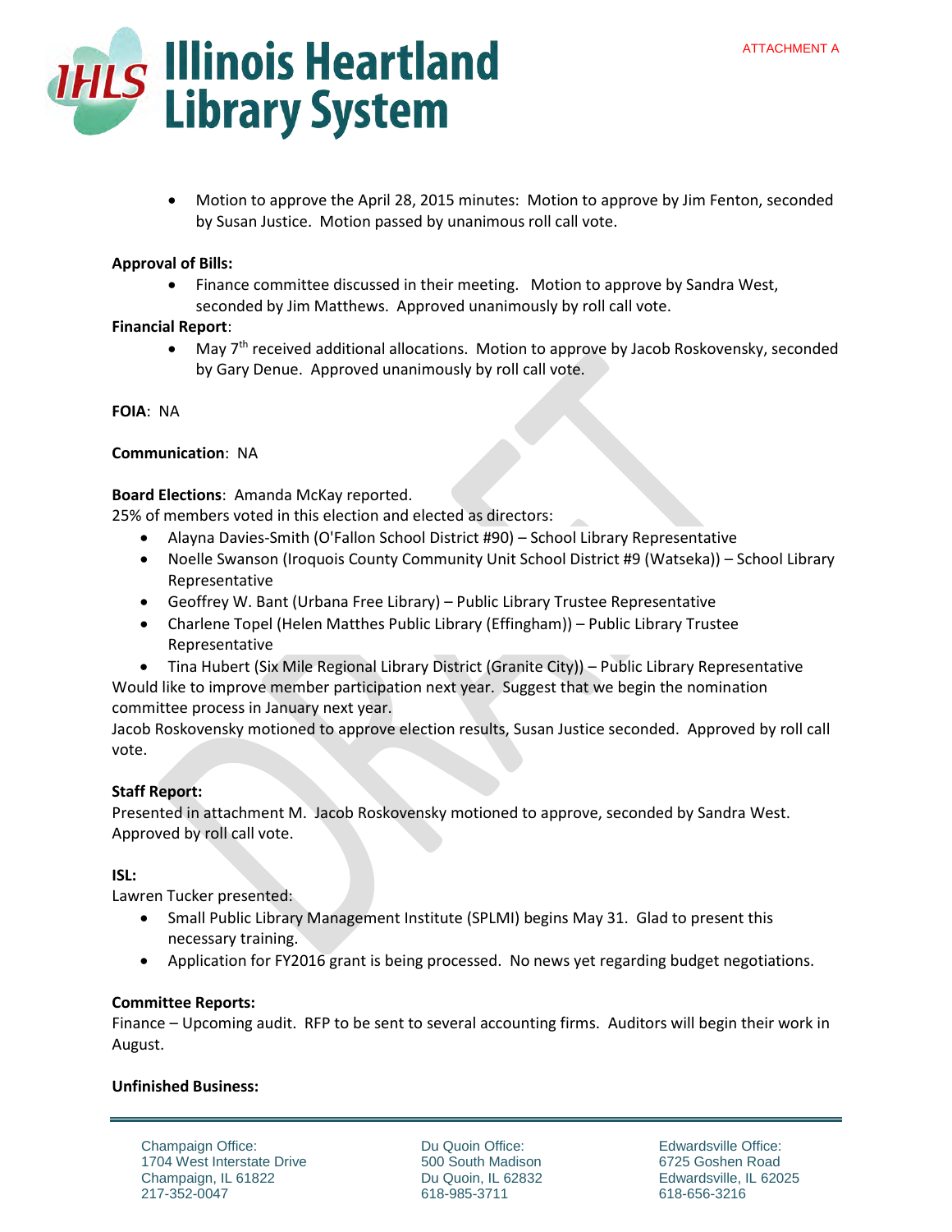ATTACHMENT A

- Motion to approve the April 28, 2015 minutes: Motion to approve by Jim Fenton, seconded by Susan Justice. Motion passed by unanimous roll call vote.

**Approval of Bills:**

- Finance committee discussed in their meeting. Motion to approve by Sandra West, seconded by Jim Matthews. Approved unanimously by roll call vote.

**Financial Report**:

- May 7th received additional allocations. Motion to approve by Jacob Roskovensky, seconded by Gary Denue. Approved unanimously by roll call vote.

**FOIA**: NA

**Communication**: NA

**Board Elections**: Amanda McKay reported.
25% of members voted in this election and elected as directors:

- Alayna Davies-Smith (O'Fallon School District #90) – School Library Representative
- Noelle Swanson (Iroquois County Community Unit School District #9 (Watseka)) – School Library Representative
- Geoffrey W. Bant (Urbana Free Library) – Public Library Trustee Representative
- Charlene Topel (Helen Matthes Public Library (Effingham)) – Public Library Trustee Representative
- Tina Hubert (Six Mile Regional Library District (Granite City)) – Public Library Representative

Would like to improve member participation next year. Suggest that we begin the nomination committee process in January next year.
Jacob Roskovensky motioned to approve election results, Susan Justice seconded. Approved by roll call vote.

**Staff Report:**
Presented in attachment M. Jacob Roskovensky motioned to approve, seconded by Sandra West. Approved by roll call vote.

**ISL:**
Lawren Tucker presented:

- Small Public Library Management Institute (SPLMI) begins May 31. Glad to present this necessary training.
- Application for FY2016 grant is being processed. No news yet regarding budget negotiations.

**Committee Reports:**
Finance – Upcoming audit. RFP to be sent to several accounting firms. Auditors will begin their work in August.

**Unfinished Business:**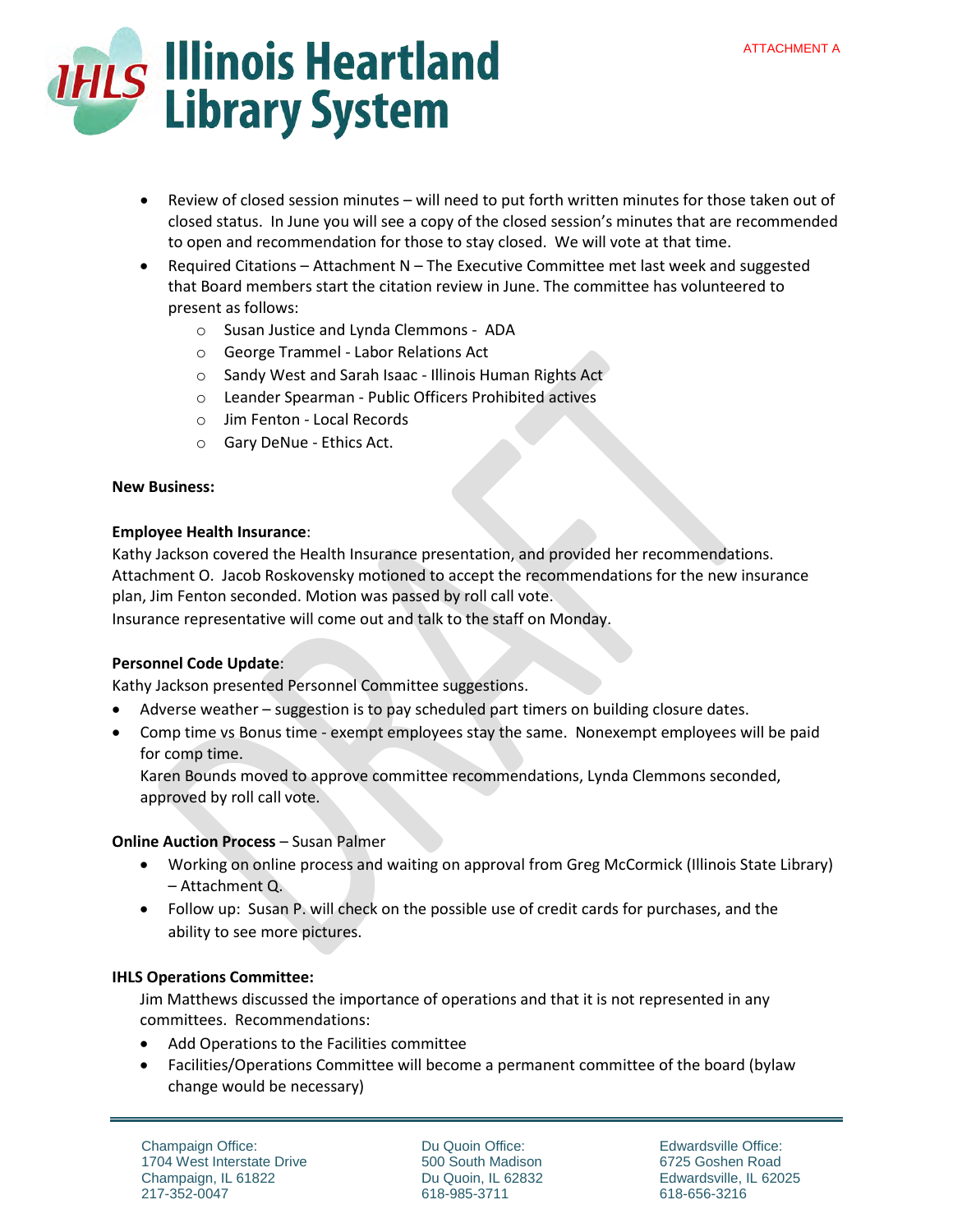- Review of closed session minutes – will need to put forth written minutes for those taken out of closed status. In June you will see a copy of the closed session's minutes that are recommended to open and recommendation for those to stay closed. We will vote at that time.
- Required Citations – Attachment N – The Executive Committee met last week and suggested that Board members start the citation review in June. The committee has volunteered to present as follows:
  - Susan Justice and Lynda Clemmons - ADA
  - George Trammel - Labor Relations Act
  - Sandy West and Sarah Isaac - Illinois Human Rights Act
  - Leander Spearman - Public Officers Prohibited actives
  - Jim Fenton - Local Records
  - Gary DeNue - Ethics Act.

**New Business:**

**Employee Health Insurance**:
Kathy Jackson covered the Health Insurance presentation, and provided her recommendations. Attachment O. Jacob Roskovensky motioned to accept the recommendations for the new insurance plan, Jim Fenton seconded. Motion was passed by roll call vote.
Insurance representative will come out and talk to the staff on Monday.

**Personnel Code Update**:
Kathy Jackson presented Personnel Committee suggestions.

- Adverse weather – suggestion is to pay scheduled part timers on building closure dates.
- Comp time vs Bonus time - exempt employees stay the same. Nonexempt employees will be paid for comp time.
  Karen Bounds moved to approve committee recommendations, Lynda Clemmons seconded, approved by roll call vote.

**Online Auction Process** – Susan Palmer

- Working on online process and waiting on approval from Greg McCormick (Illinois State Library) – Attachment Q.
- Follow up: Susan P. will check on the possible use of credit cards for purchases, and the ability to see more pictures.

**IHLS Operations Committee:**
Jim Matthews discussed the importance of operations and that it is not represented in any committees. Recommendations:

- Add Operations to the Facilities committee
- Facilities/Operations Committee will become a permanent committee of the board (bylaw change would be necessary)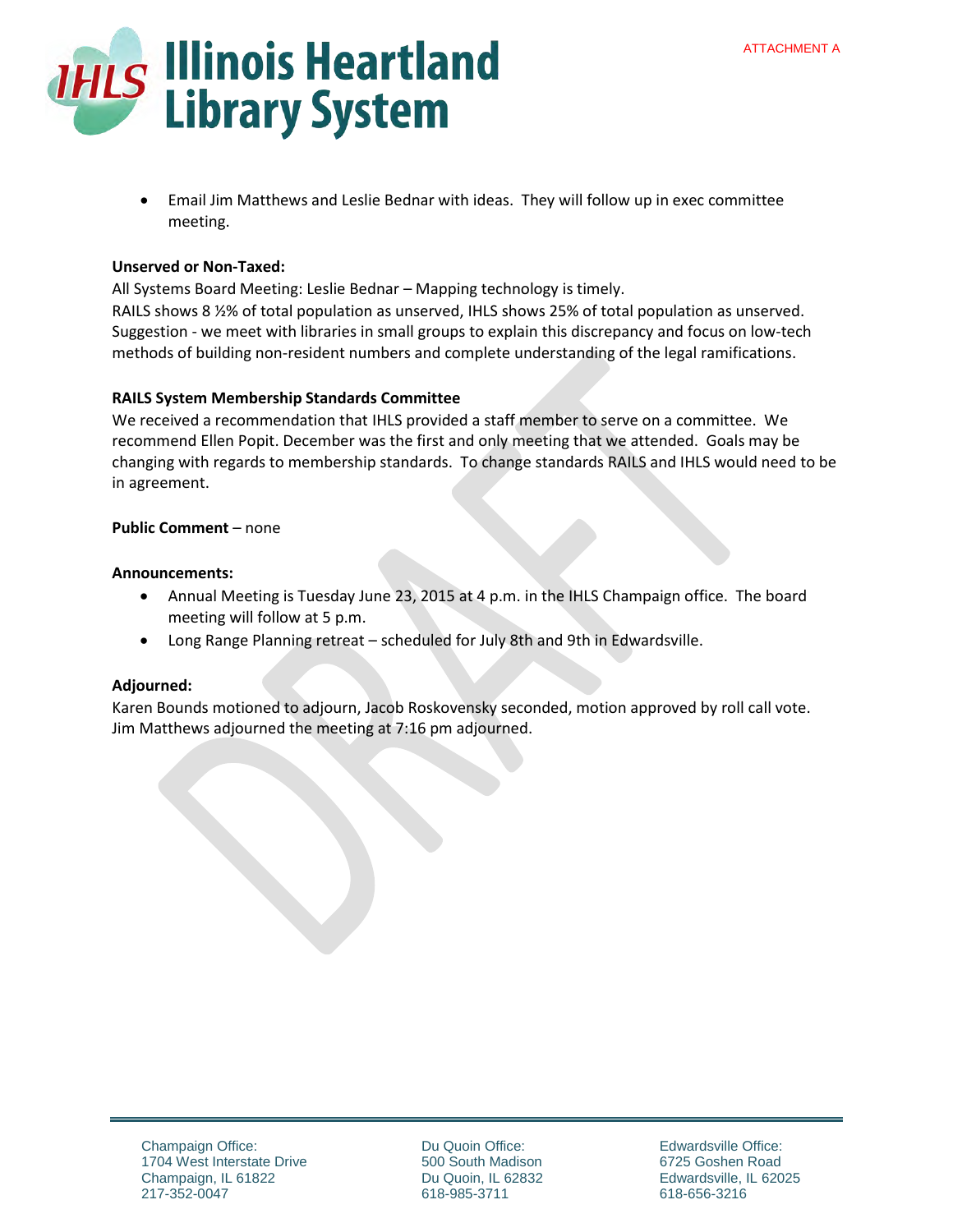- Email Jim Matthews and Leslie Bednar with ideas. They will follow up in exec committee meeting.

**Unserved or Non-Taxed:**

All Systems Board Meeting: Leslie Bednar – Mapping technology is timely.
RAILS shows 8 ½% of total population as unserved, IHLS shows 25% of total population as unserved. Suggestion - we meet with libraries in small groups to explain this discrepancy and focus on low-tech methods of building non-resident numbers and complete understanding of the legal ramifications.

**RAILS System Membership Standards Committee**

We received a recommendation that IHLS provided a staff member to serve on a committee. We recommend Ellen Popit. December was the first and only meeting that we attended. Goals may be changing with regards to membership standards. To change standards RAILS and IHLS would need to be in agreement.

**Public Comment** – none

**Announcements:**

- Annual Meeting is Tuesday June 23, 2015 at 4 p.m. in the IHLS Champaign office. The board meeting will follow at 5 p.m.
- Long Range Planning retreat – scheduled for July 8th and 9th in Edwardsville.

**Adjourned:**

Karen Bounds motioned to adjourn, Jacob Roskovensky seconded, motion approved by roll call vote. Jim Matthews adjourned the meeting at 7:16 pm adjourned.